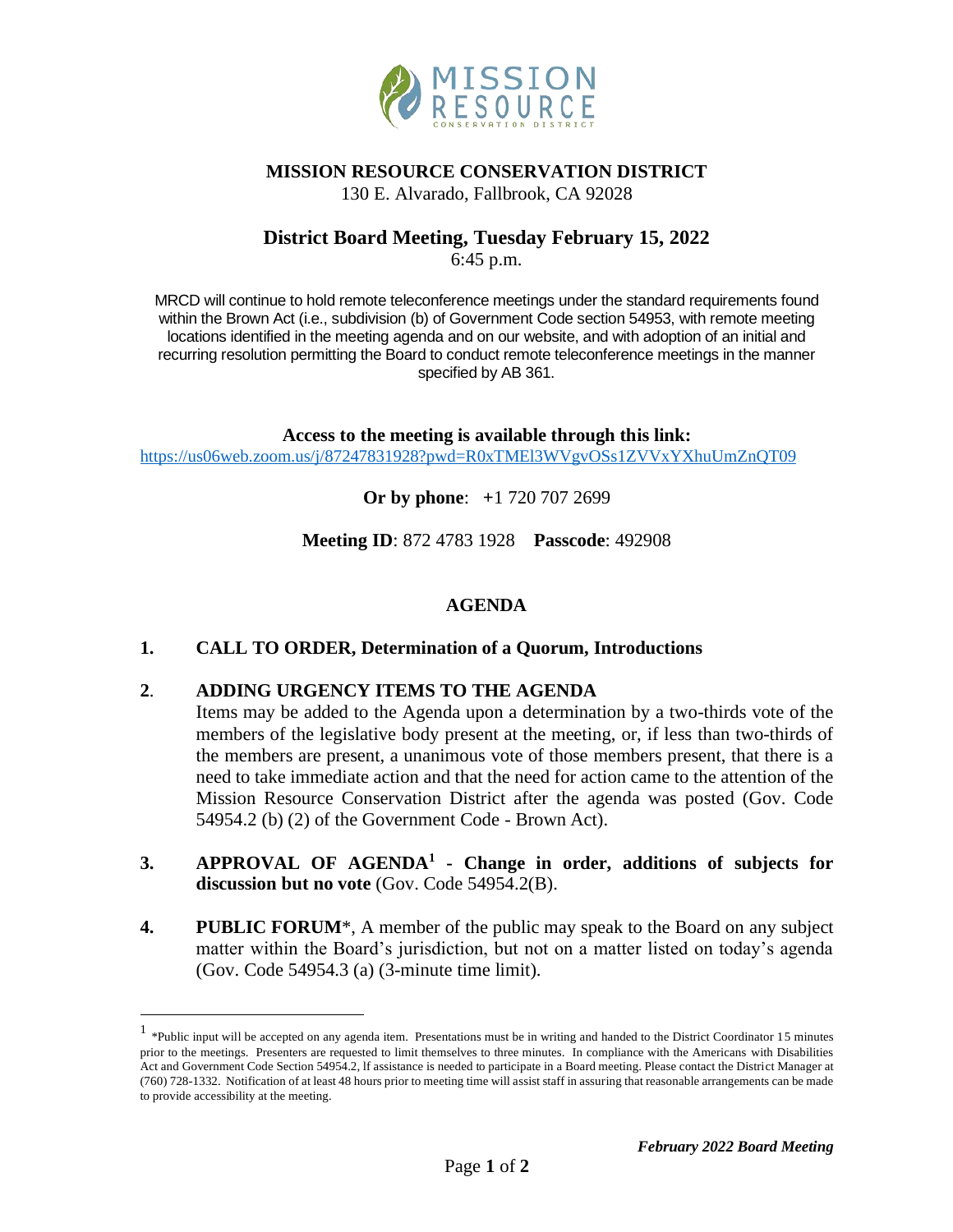# MISSION RESOURCE CONSERVATION DISTRICT

130 E. Alvarado, Fallbrook, CA 92028

## District Board Meeting, Tuesday February 15, 2022

6:45 p.m.

MRCD will continue to hold remote teleconference meetings under the standard requirements found within the Brown Act (i.e., subdivision (b) of Government Code section 54953, with remote meeting locations identified in the meeting agenda and on our website, and with adoption of an initial and recurring resolution permitting the Board to conduct remote teleconference meetings in the manner specified by AB 361.

**Access to the meeting is available through this link:**

https://us06web.zoom.us/j/87247831928?pwd=R0xTMEl3WVgvOSs1ZVVxYXhuUmZnQT09

**Or by phone**: +1 720 707 2699

**Meeting ID**: 872 4783 1928 **Passcode**: 492908

## AGENDA

**1. CALL TO ORDER, Determination of a Quorum, Introductions**

**2. ADDING URGENCY ITEMS TO THE AGENDA**

Items may be added to the Agenda upon a determination by a two-thirds vote of the members of the legislative body present at the meeting, or, if less than two-thirds of the members are present, a unanimous vote of those members present, that there is a need to take immediate action and that the need for action came to the attention of the Mission Resource Conservation District after the agenda was posted (Gov. Code 54954.2 (b) (2) of the Government Code - Brown Act).

**3. APPROVAL OF AGENDA[1] - Change in order, additions of subjects for discussion but no vote** (Gov. Code 54954.2(B).

**4. PUBLIC FORUM***, A member of the public may speak to the Board on any subject matter within the Board's jurisdiction, but not on a matter listed on today's agenda (Gov. Code 54954.3 (a) (3-minute time limit).

---

[1] *Public input will be accepted on any agenda item. Presentations must be in writing and handed to the District Coordinator 15 minutes prior to the meetings. Presenters are requested to limit themselves to three minutes. In compliance with the Americans with Disabilities Act and Government Code Section 54954.2, lf assistance is needed to participate in a Board meeting. Please contact the District Manager at (760) 728-1332. Notification of at least 48 hours prior to meeting time will assist staff in assuring that reasonable arrangements can be made to provide accessibility at the meeting.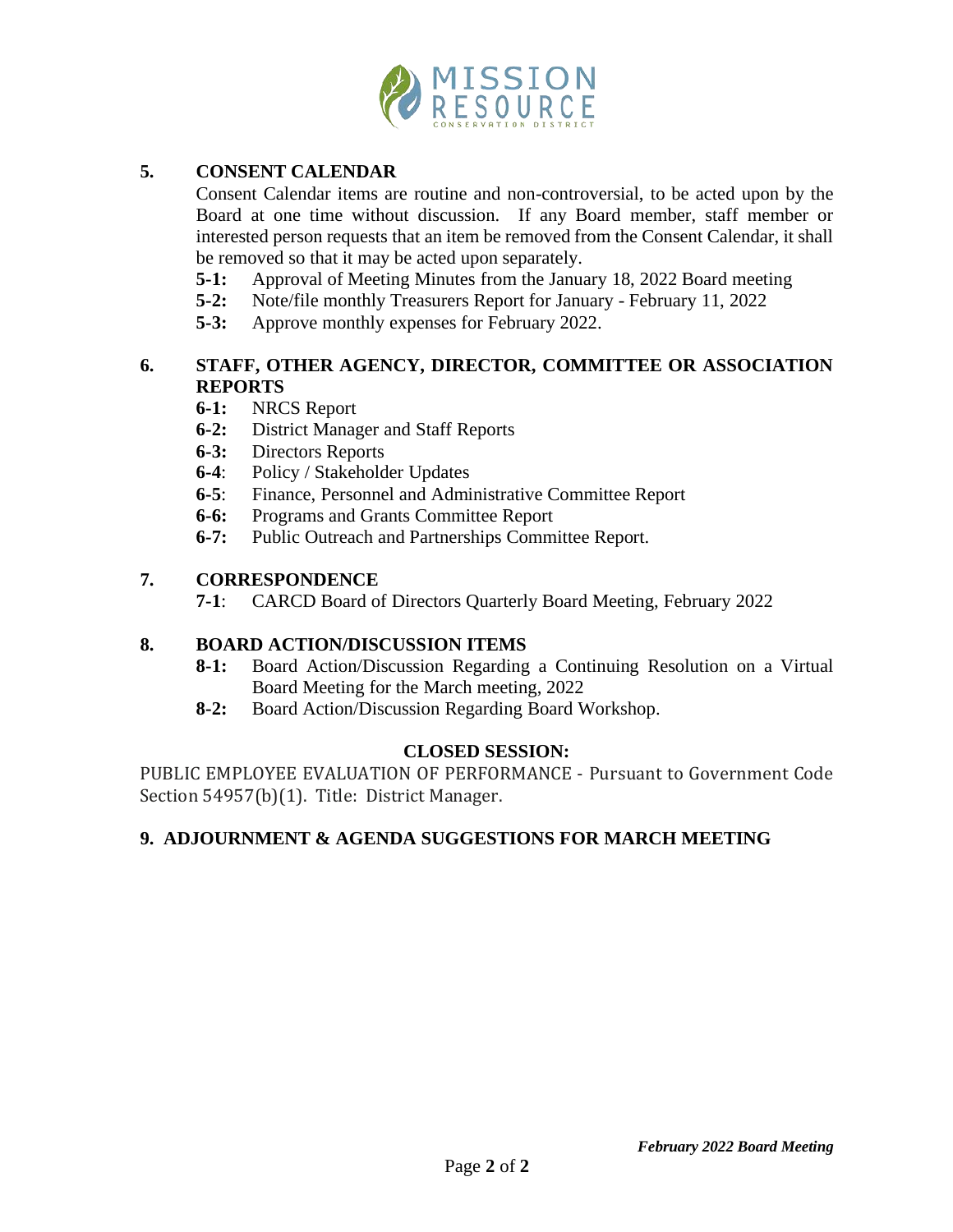## 5. CONSENT CALENDAR

Consent Calendar items are routine and non-controversial, to be acted upon by the Board at one time without discussion. If any Board member, staff member or interested person requests that an item be removed from the Consent Calendar, it shall be removed so that it may be acted upon separately.

- **5-1:** Approval of Meeting Minutes from the January 18, 2022 Board meeting
- **5-2:** Note/file monthly Treasurers Report for January - February 11, 2022
- **5-3:** Approve monthly expenses for February 2022.

## 6. STAFF, OTHER AGENCY, DIRECTOR, COMMITTEE OR ASSOCIATION REPORTS

- **6-1:** NRCS Report
- **6-2:** District Manager and Staff Reports
- **6-3:** Directors Reports
- **6-4**: Policy / Stakeholder Updates
- **6-5**: Finance, Personnel and Administrative Committee Report
- **6-6:** Programs and Grants Committee Report
- **6-7:** Public Outreach and Partnerships Committee Report.

## 7. CORRESPONDENCE

- **7-1**: CARCD Board of Directors Quarterly Board Meeting, February 2022

## 8. BOARD ACTION/DISCUSSION ITEMS

- **8-1:** Board Action/Discussion Regarding a Continuing Resolution on a Virtual Board Meeting for the March meeting, 2022
- **8-2:** Board Action/Discussion Regarding Board Workshop.

**CLOSED SESSION:**

PUBLIC EMPLOYEE EVALUATION OF PERFORMANCE - Pursuant to Government Code Section 54957(b)(1). Title: District Manager.

## 9. ADJOURNMENT & AGENDA SUGGESTIONS FOR MARCH MEETING